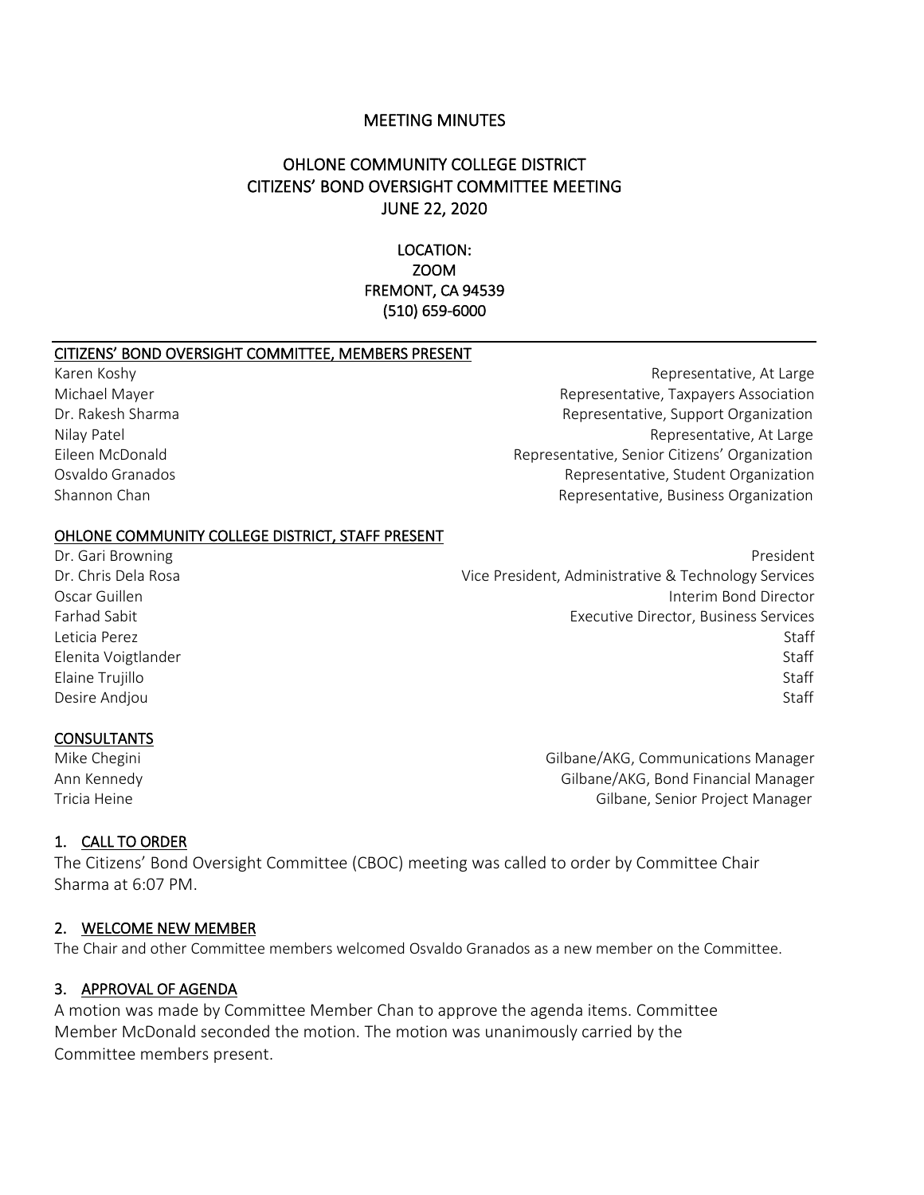# MEETING MINUTES

## OHLONE COMMUNITY COLLEGE DISTRICT
## CITIZENS' BOND OVERSIGHT COMMITTEE MEETING
## JUNE 22, 2020

LOCATION:
ZOOM
FREMONT, CA 94539
(510) 659-6000

### CITIZENS' BOND OVERSIGHT COMMITTEE, MEMBERS PRESENT

| | |
|---|---|
| Karen Koshy | Representative, At Large |
| Michael Mayer | Representative, Taxpayers Association |
| Dr. Rakesh Sharma | Representative, Support Organization |
| Nilay Patel | Representative, At Large |
| Eileen McDonald | Representative, Senior Citizens' Organization |
| Osvaldo Granados | Representative, Student Organization |
| Shannon Chan | Representative, Business Organization |

### OHLONE COMMUNITY COLLEGE DISTRICT, STAFF PRESENT

| | |
|---|---|
| Dr. Gari Browning | President |
| Dr. Chris Dela Rosa | Vice President, Administrative & Technology Services |
| Oscar Guillen | Interim Bond Director |
| Farhad Sabit | Executive Director, Business Services |
| Leticia Perez | Staff |
| Elenita Voigtlander | Staff |
| Elaine Trujillo | Staff |
| Desire Andjou | Staff |

### CONSULTANTS

| | |
|---|---|
| Mike Chegini | Gilbane/AKG, Communications Manager |
| Ann Kennedy | Gilbane/AKG, Bond Financial Manager |
| Tricia Heine | Gilbane, Senior Project Manager |

### 1. CALL TO ORDER

The Citizens' Bond Oversight Committee (CBOC) meeting was called to order by Committee Chair Sharma at 6:07 PM.

### 2. WELCOME NEW MEMBER

The Chair and other Committee members welcomed Osvaldo Granados as a new member on the Committee.

### 3. APPROVAL OF AGENDA

A motion was made by Committee Member Chan to approve the agenda items. Committee Member McDonald seconded the motion. The motion was unanimously carried by the Committee members present.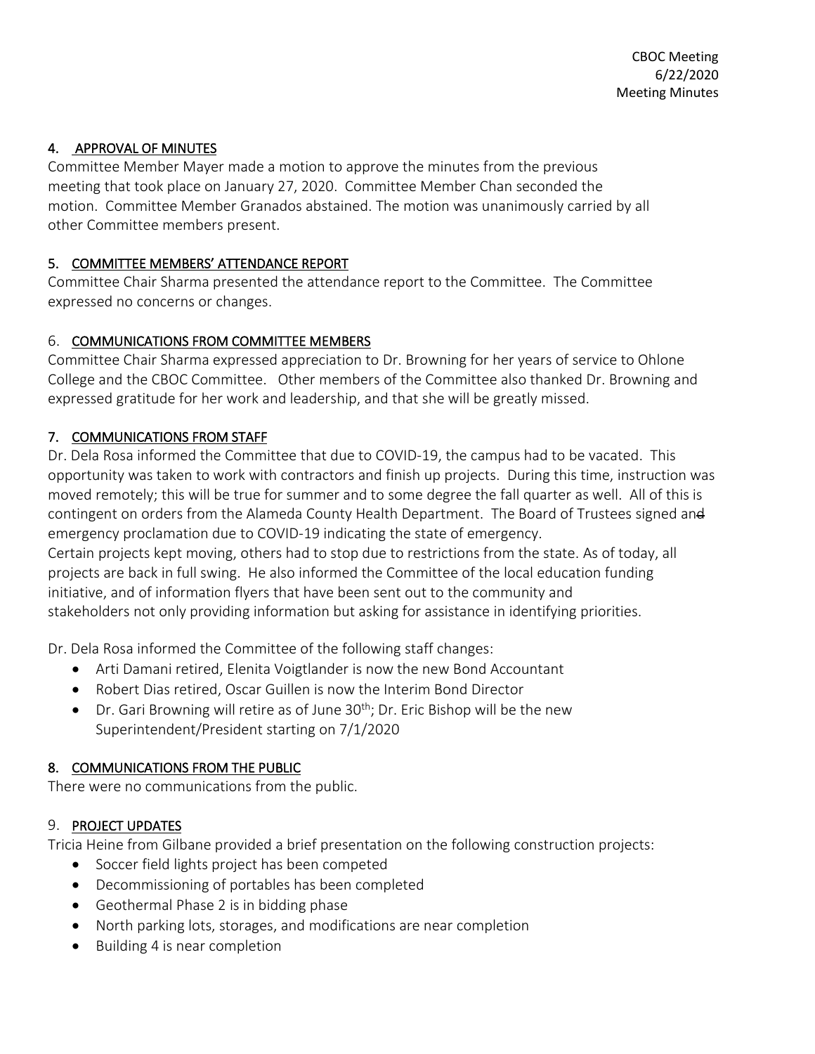## 4. APPROVAL OF MINUTES

Committee Member Mayer made a motion to approve the minutes from the previous meeting that took place on January 27, 2020. Committee Member Chan seconded the motion. Committee Member Granados abstained. The motion was unanimously carried by all other Committee members present.

## 5. COMMITTEE MEMBERS' ATTENDANCE REPORT

Committee Chair Sharma presented the attendance report to the Committee. The Committee expressed no concerns or changes.

## 6. COMMUNICATIONS FROM COMMITTEE MEMBERS

Committee Chair Sharma expressed appreciation to Dr. Browning for her years of service to Ohlone College and the CBOC Committee. Other members of the Committee also thanked Dr. Browning and expressed gratitude for her work and leadership, and that she will be greatly missed.

## 7. COMMUNICATIONS FROM STAFF

Dr. Dela Rosa informed the Committee that due to COVID-19, the campus had to be vacated. This opportunity was taken to work with contractors and finish up projects. During this time, instruction was moved remotely; this will be true for summer and to some degree the fall quarter as well. All of this is contingent on orders from the Alameda County Health Department. The Board of Trustees signed and emergency proclamation due to COVID-19 indicating the state of emergency.
Certain projects kept moving, others had to stop due to restrictions from the state. As of today, all projects are back in full swing. He also informed the Committee of the local education funding initiative, and of information flyers that have been sent out to the community and stakeholders not only providing information but asking for assistance in identifying priorities.

Dr. Dela Rosa informed the Committee of the following staff changes:

- Arti Damani retired, Elenita Voigtlander is now the new Bond Accountant
- Robert Dias retired, Oscar Guillen is now the Interim Bond Director
- Dr. Gari Browning will retire as of June 30th; Dr. Eric Bishop will be the new Superintendent/President starting on 7/1/2020

## 8. COMMUNICATIONS FROM THE PUBLIC

There were no communications from the public.

## 9. PROJECT UPDATES

Tricia Heine from Gilbane provided a brief presentation on the following construction projects:

- Soccer field lights project has been competed
- Decommissioning of portables has been completed
- Geothermal Phase 2 is in bidding phase
- North parking lots, storages, and modifications are near completion
- Building 4 is near completion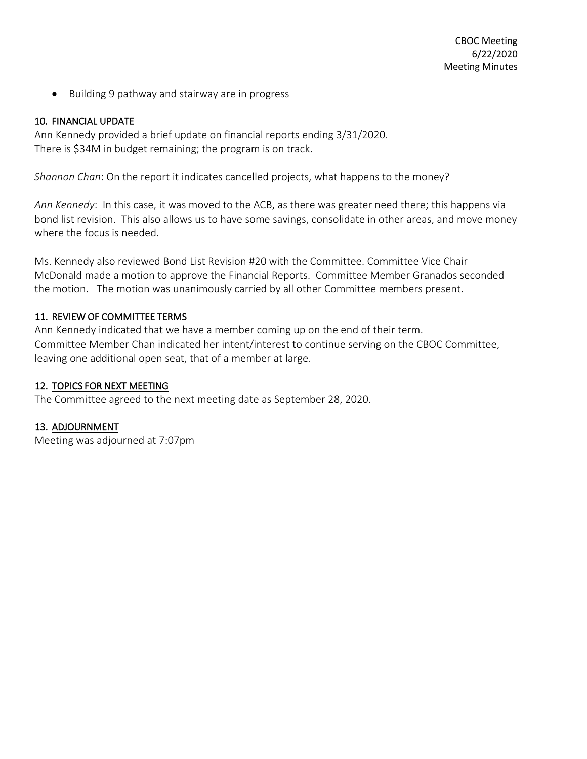- Building 9 pathway and stairway are in progress

### 10. FINANCIAL UPDATE

Ann Kennedy provided a brief update on financial reports ending 3/31/2020.
There is $34M in budget remaining; the program is on track.

*Shannon Chan*: On the report it indicates cancelled projects, what happens to the money?

*Ann Kennedy*: In this case, it was moved to the ACB, as there was greater need there; this happens via bond list revision. This also allows us to have some savings, consolidate in other areas, and move money where the focus is needed.

Ms. Kennedy also reviewed Bond List Revision #20 with the Committee. Committee Vice Chair McDonald made a motion to approve the Financial Reports. Committee Member Granados seconded the motion. The motion was unanimously carried by all other Committee members present.

### 11. REVIEW OF COMMITTEE TERMS

Ann Kennedy indicated that we have a member coming up on the end of their term.
Committee Member Chan indicated her intent/interest to continue serving on the CBOC Committee, leaving one additional open seat, that of a member at large.

### 12. TOPICS FOR NEXT MEETING

The Committee agreed to the next meeting date as September 28, 2020.

### 13. ADJOURNMENT

Meeting was adjourned at 7:07pm